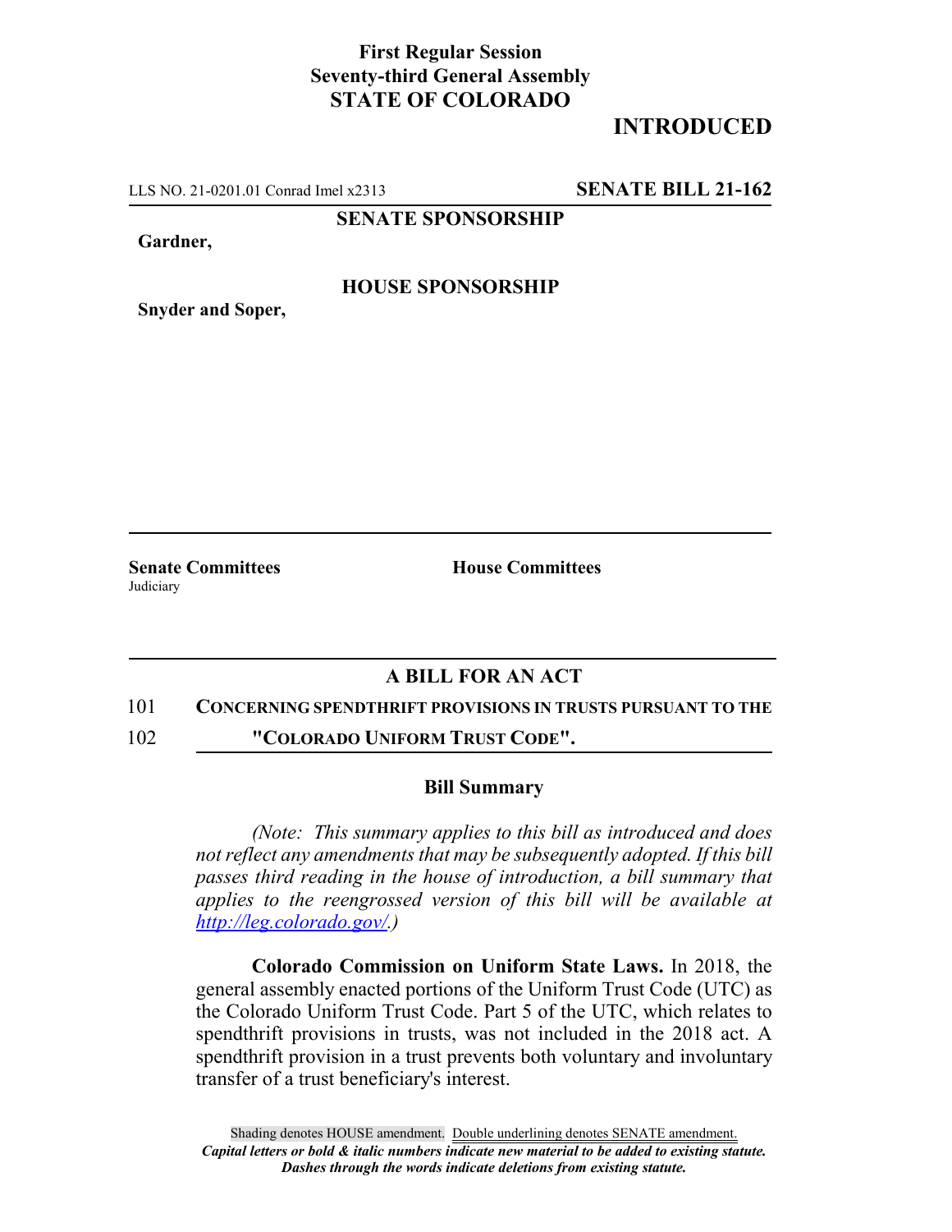**First Regular Session**
**Seventy-third General Assembly**
**STATE OF COLORADO**

# INTRODUCTED

LLS NO. 21-0201.01 Conrad Imel x2313 **SENATE BILL 21-162**

**SENATE SPONSORSHIP**

**Gardner,**

**HOUSE SPONSORSHIP**

**Snyder and Soper,**

**Senate Committees**
Judiciary

**House Committees**

## A BILL FOR AN ACT

101 **CONCERNING SPENDTHRIFT PROVISIONS IN TRUSTS PURSUANT TO THE**
102 **"COLORADO UNIFORM TRUST CODE".**

### Bill Summary

*(Note: This summary applies to this bill as introduced and does not reflect any amendments that may be subsequently adopted. If this bill passes third reading in the house of introduction, a bill summary that applies to the reengrossed version of this bill will be available at http://leg.colorado.gov/.)*

**Colorado Commission on Uniform State Laws.** In 2018, the general assembly enacted portions of the Uniform Trust Code (UTC) as the Colorado Uniform Trust Code. Part 5 of the UTC, which relates to spendthrift provisions in trusts, was not included in the 2018 act. A spendthrift provision in a trust prevents both voluntary and involuntary transfer of a trust beneficiary's interest.

Shading denotes HOUSE amendment. Double underlining denotes SENATE amendment.
*Capital letters or bold & italic numbers indicate new material to be added to existing statute.*
*Dashes through the words indicate deletions from existing statute.*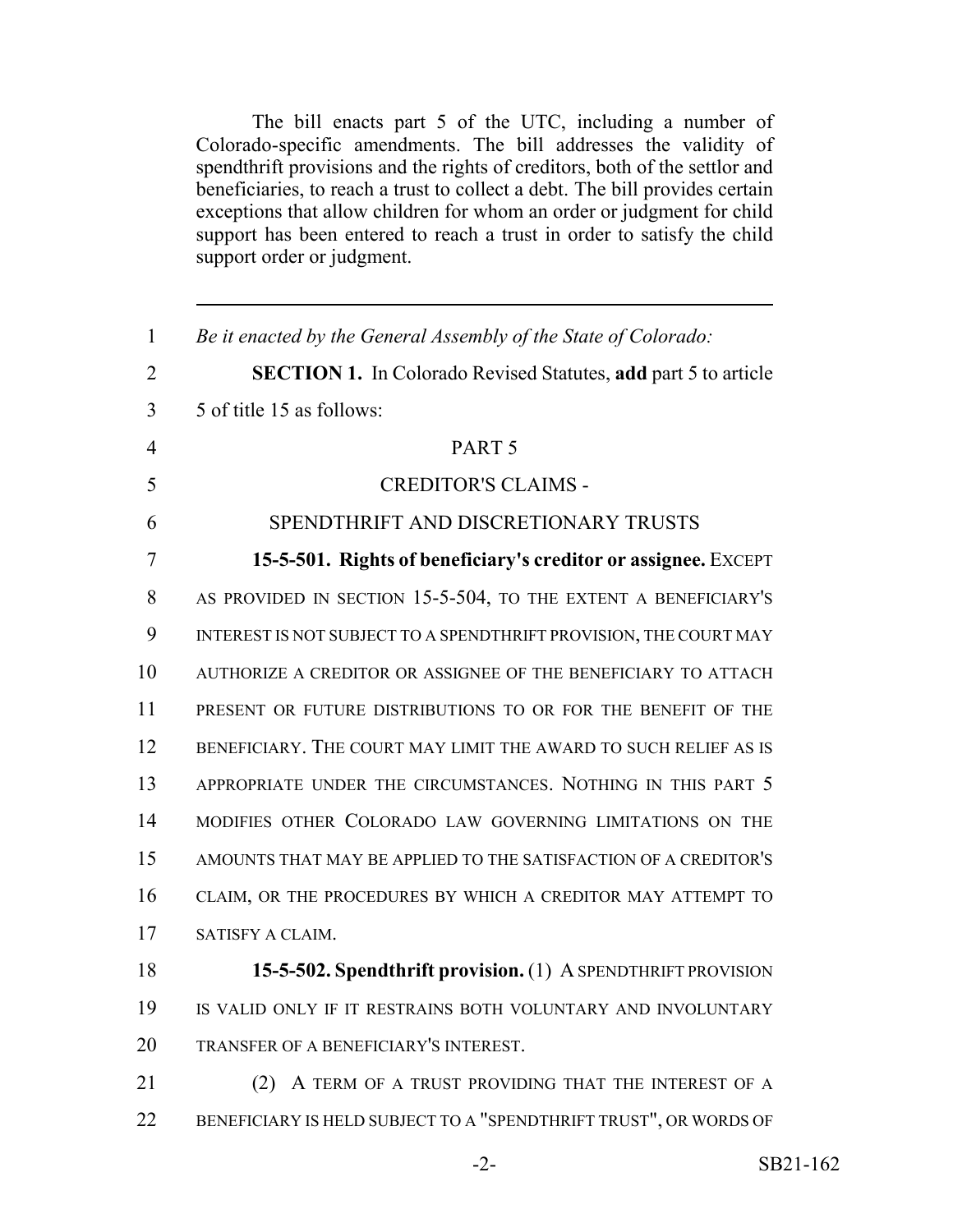The bill enacts part 5 of the UTC, including a number of Colorado-specific amendments. The bill addresses the validity of spendthrift provisions and the rights of creditors, both of the settlor and beneficiaries, to reach a trust to collect a debt. The bill provides certain exceptions that allow children for whom an order or judgment for child support has been entered to reach a trust in order to satisfy the child support order or judgment.

---

*Be it enacted by the General Assembly of the State of Colorado:*

**SECTION 1.** In Colorado Revised Statutes, **add** part 5 to article 5 of title 15 as follows:

PART 5

CREDITOR'S CLAIMS -

SPENDTHRIFT AND DISCRETIONARY TRUSTS

**15-5-501. Rights of beneficiary's creditor or assignee.** EXCEPT AS PROVIDED IN SECTION 15-5-504, TO THE EXTENT A BENEFICIARY'S INTEREST IS NOT SUBJECT TO A SPENDTHRIFT PROVISION, THE COURT MAY AUTHORIZE A CREDITOR OR ASSIGNEE OF THE BENEFICIARY TO ATTACH PRESENT OR FUTURE DISTRIBUTIONS TO OR FOR THE BENEFIT OF THE BENEFICIARY. THE COURT MAY LIMIT THE AWARD TO SUCH RELIEF AS IS APPROPRIATE UNDER THE CIRCUMSTANCES. NOTHING IN THIS PART 5 MODIFIES OTHER COLORADO LAW GOVERNING LIMITATIONS ON THE AMOUNTS THAT MAY BE APPLIED TO THE SATISFACTION OF A CREDITOR'S CLAIM, OR THE PROCEDURES BY WHICH A CREDITOR MAY ATTEMPT TO SATISFY A CLAIM.

**15-5-502. Spendthrift provision.** (1) A SPENDTHRIFT PROVISION IS VALID ONLY IF IT RESTRAINS BOTH VOLUNTARY AND INVOLUNTARY TRANSFER OF A BENEFICIARY'S INTEREST.

(2) A TERM OF A TRUST PROVIDING THAT THE INTEREST OF A BENEFICIARY IS HELD SUBJECT TO A "SPENDTHRIFT TRUST", OR WORDS OF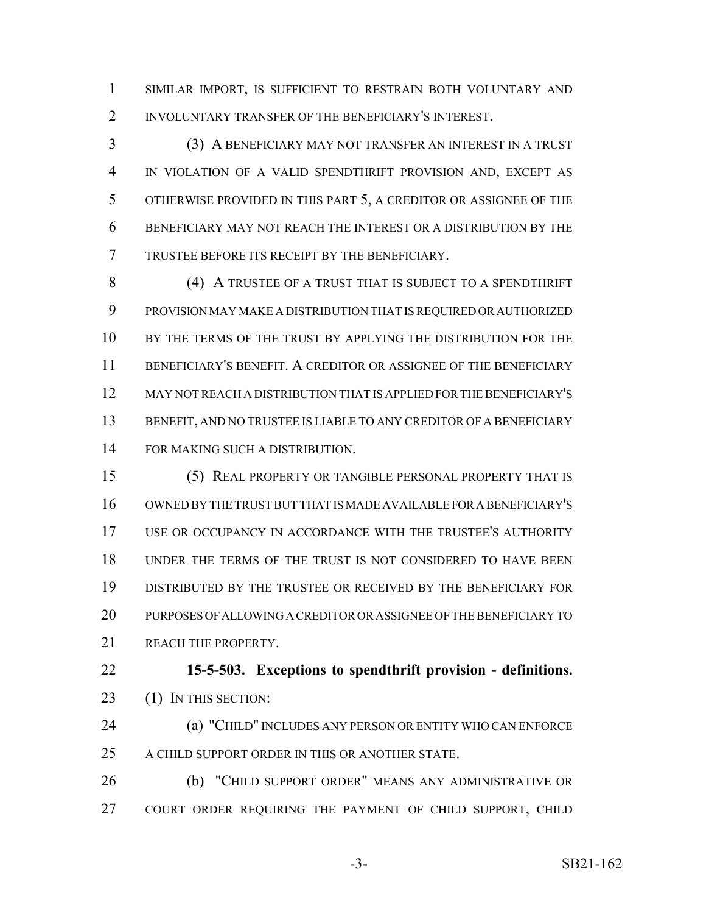SIMILAR IMPORT, IS SUFFICIENT TO RESTRAIN BOTH VOLUNTARY AND INVOLUNTARY TRANSFER OF THE BENEFICIARY'S INTEREST.

(3) A BENEFICIARY MAY NOT TRANSFER AN INTEREST IN A TRUST IN VIOLATION OF A VALID SPENDTHRIFT PROVISION AND, EXCEPT AS OTHERWISE PROVIDED IN THIS PART 5, A CREDITOR OR ASSIGNEE OF THE BENEFICIARY MAY NOT REACH THE INTEREST OR A DISTRIBUTION BY THE TRUSTEE BEFORE ITS RECEIPT BY THE BENEFICIARY.

(4) A TRUSTEE OF A TRUST THAT IS SUBJECT TO A SPENDTHRIFT PROVISION MAY MAKE A DISTRIBUTION THAT IS REQUIRED OR AUTHORIZED BY THE TERMS OF THE TRUST BY APPLYING THE DISTRIBUTION FOR THE BENEFICIARY'S BENEFIT. A CREDITOR OR ASSIGNEE OF THE BENEFICIARY MAY NOT REACH A DISTRIBUTION THAT IS APPLIED FOR THE BENEFICIARY'S BENEFIT, AND NO TRUSTEE IS LIABLE TO ANY CREDITOR OF A BENEFICIARY FOR MAKING SUCH A DISTRIBUTION.

(5) REAL PROPERTY OR TANGIBLE PERSONAL PROPERTY THAT IS OWNED BY THE TRUST BUT THAT IS MADE AVAILABLE FOR A BENEFICIARY'S USE OR OCCUPANCY IN ACCORDANCE WITH THE TRUSTEE'S AUTHORITY UNDER THE TERMS OF THE TRUST IS NOT CONSIDERED TO HAVE BEEN DISTRIBUTED BY THE TRUSTEE OR RECEIVED BY THE BENEFICIARY FOR PURPOSES OF ALLOWING A CREDITOR OR ASSIGNEE OF THE BENEFICIARY TO REACH THE PROPERTY.

**15-5-503. Exceptions to spendthrift provision - definitions.** (1) IN THIS SECTION:

(a) "CHILD" INCLUDES ANY PERSON OR ENTITY WHO CAN ENFORCE A CHILD SUPPORT ORDER IN THIS OR ANOTHER STATE.

(b) "CHILD SUPPORT ORDER" MEANS ANY ADMINISTRATIVE OR COURT ORDER REQUIRING THE PAYMENT OF CHILD SUPPORT, CHILD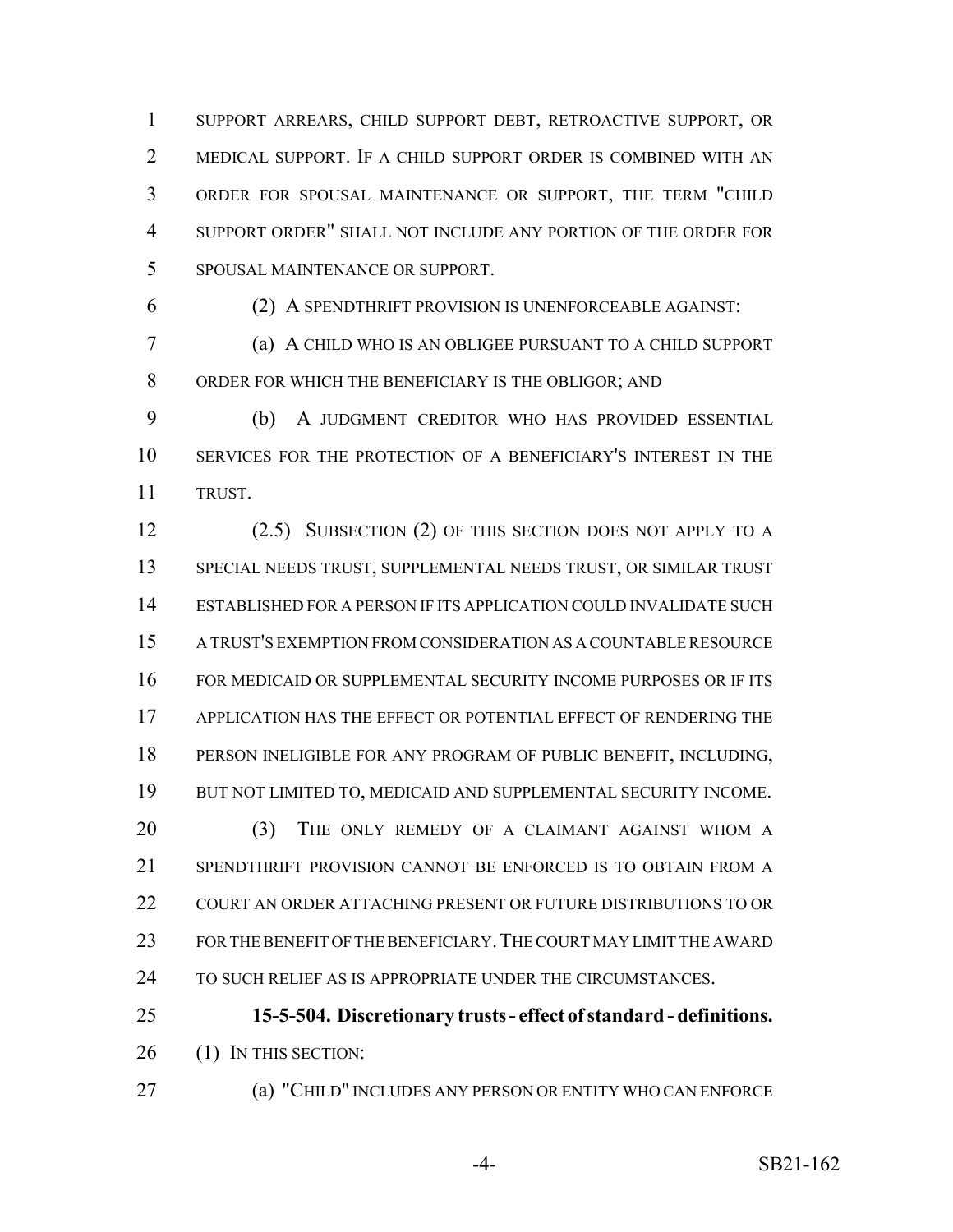SUPPORT ARREARS, CHILD SUPPORT DEBT, RETROACTIVE SUPPORT, OR MEDICAL SUPPORT. IF A CHILD SUPPORT ORDER IS COMBINED WITH AN ORDER FOR SPOUSAL MAINTENANCE OR SUPPORT, THE TERM "CHILD SUPPORT ORDER" SHALL NOT INCLUDE ANY PORTION OF THE ORDER FOR SPOUSAL MAINTENANCE OR SUPPORT.

(2) A SPENDTHRIFT PROVISION IS UNENFORCEABLE AGAINST:

(a) A CHILD WHO IS AN OBLIGEE PURSUANT TO A CHILD SUPPORT ORDER FOR WHICH THE BENEFICIARY IS THE OBLIGOR; AND

(b) A JUDGMENT CREDITOR WHO HAS PROVIDED ESSENTIAL SERVICES FOR THE PROTECTION OF A BENEFICIARY'S INTEREST IN THE TRUST.

(2.5) SUBSECTION (2) OF THIS SECTION DOES NOT APPLY TO A SPECIAL NEEDS TRUST, SUPPLEMENTAL NEEDS TRUST, OR SIMILAR TRUST ESTABLISHED FOR A PERSON IF ITS APPLICATION COULD INVALIDATE SUCH A TRUST'S EXEMPTION FROM CONSIDERATION AS A COUNTABLE RESOURCE FOR MEDICAID OR SUPPLEMENTAL SECURITY INCOME PURPOSES OR IF ITS APPLICATION HAS THE EFFECT OR POTENTIAL EFFECT OF RENDERING THE PERSON INELIGIBLE FOR ANY PROGRAM OF PUBLIC BENEFIT, INCLUDING, BUT NOT LIMITED TO, MEDICAID AND SUPPLEMENTAL SECURITY INCOME.

(3) THE ONLY REMEDY OF A CLAIMANT AGAINST WHOM A SPENDTHRIFT PROVISION CANNOT BE ENFORCED IS TO OBTAIN FROM A COURT AN ORDER ATTACHING PRESENT OR FUTURE DISTRIBUTIONS TO OR FOR THE BENEFIT OF THE BENEFICIARY. THE COURT MAY LIMIT THE AWARD TO SUCH RELIEF AS IS APPROPRIATE UNDER THE CIRCUMSTANCES.

**15-5-504. Discretionary trusts - effect of standard - definitions.** (1) IN THIS SECTION:

(a) "CHILD" INCLUDES ANY PERSON OR ENTITY WHO CAN ENFORCE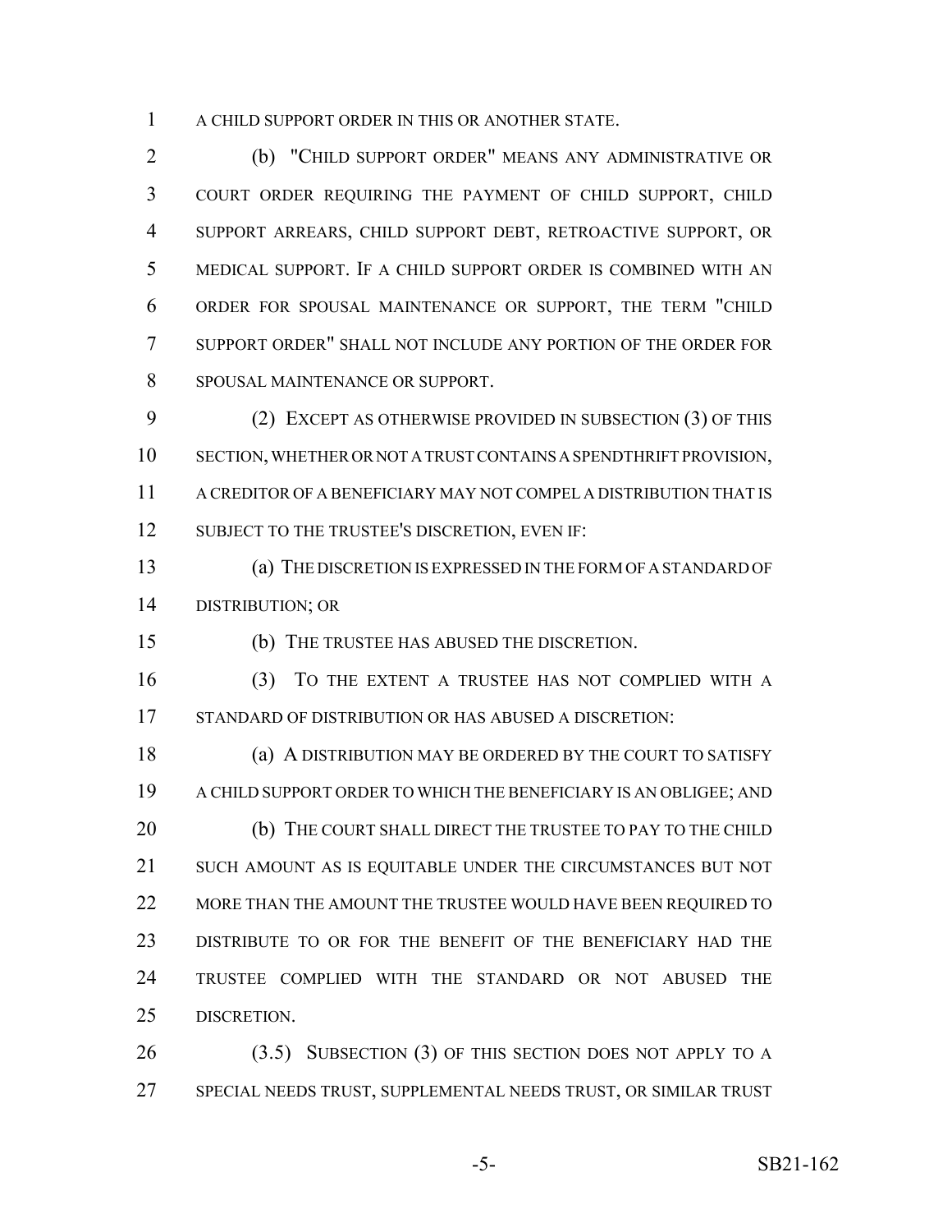A CHILD SUPPORT ORDER IN THIS OR ANOTHER STATE.

(b) "CHILD SUPPORT ORDER" MEANS ANY ADMINISTRATIVE OR COURT ORDER REQUIRING THE PAYMENT OF CHILD SUPPORT, CHILD SUPPORT ARREARS, CHILD SUPPORT DEBT, RETROACTIVE SUPPORT, OR MEDICAL SUPPORT. IF A CHILD SUPPORT ORDER IS COMBINED WITH AN ORDER FOR SPOUSAL MAINTENANCE OR SUPPORT, THE TERM "CHILD SUPPORT ORDER" SHALL NOT INCLUDE ANY PORTION OF THE ORDER FOR SPOUSAL MAINTENANCE OR SUPPORT.

(2) EXCEPT AS OTHERWISE PROVIDED IN SUBSECTION (3) OF THIS SECTION, WHETHER OR NOT A TRUST CONTAINS A SPENDTHRIFT PROVISION, A CREDITOR OF A BENEFICIARY MAY NOT COMPEL A DISTRIBUTION THAT IS SUBJECT TO THE TRUSTEE'S DISCRETION, EVEN IF:

(a) THE DISCRETION IS EXPRESSED IN THE FORM OF A STANDARD OF DISTRIBUTION; OR

(b) THE TRUSTEE HAS ABUSED THE DISCRETION.

(3) TO THE EXTENT A TRUSTEE HAS NOT COMPLIED WITH A STANDARD OF DISTRIBUTION OR HAS ABUSED A DISCRETION:

(a) A DISTRIBUTION MAY BE ORDERED BY THE COURT TO SATISFY A CHILD SUPPORT ORDER TO WHICH THE BENEFICIARY IS AN OBLIGEE; AND

(b) THE COURT SHALL DIRECT THE TRUSTEE TO PAY TO THE CHILD SUCH AMOUNT AS IS EQUITABLE UNDER THE CIRCUMSTANCES BUT NOT MORE THAN THE AMOUNT THE TRUSTEE WOULD HAVE BEEN REQUIRED TO DISTRIBUTE TO OR FOR THE BENEFIT OF THE BENEFICIARY HAD THE TRUSTEE COMPLIED WITH THE STANDARD OR NOT ABUSED THE DISCRETION.

(3.5) SUBSECTION (3) OF THIS SECTION DOES NOT APPLY TO A SPECIAL NEEDS TRUST, SUPPLEMENTAL NEEDS TRUST, OR SIMILAR TRUST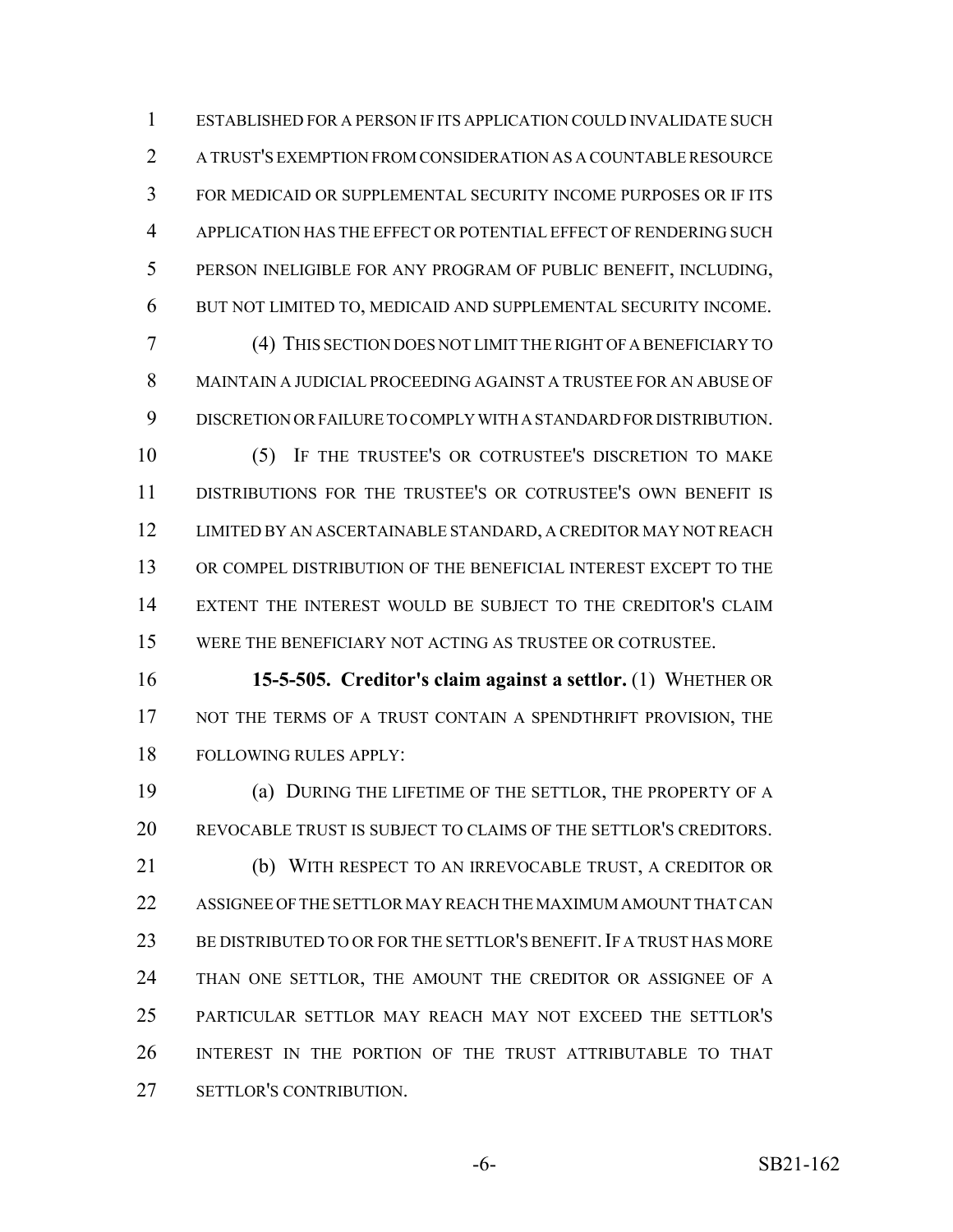ESTABLISHED FOR A PERSON IF ITS APPLICATION COULD INVALIDATE SUCH A TRUST'S EXEMPTION FROM CONSIDERATION AS A COUNTABLE RESOURCE FOR MEDICAID OR SUPPLEMENTAL SECURITY INCOME PURPOSES OR IF ITS APPLICATION HAS THE EFFECT OR POTENTIAL EFFECT OF RENDERING SUCH PERSON INELIGIBLE FOR ANY PROGRAM OF PUBLIC BENEFIT, INCLUDING, BUT NOT LIMITED TO, MEDICAID AND SUPPLEMENTAL SECURITY INCOME.

(4) THIS SECTION DOES NOT LIMIT THE RIGHT OF A BENEFICIARY TO MAINTAIN A JUDICIAL PROCEEDING AGAINST A TRUSTEE FOR AN ABUSE OF DISCRETION OR FAILURE TO COMPLY WITH A STANDARD FOR DISTRIBUTION.

(5) IF THE TRUSTEE'S OR COTRUSTEE'S DISCRETION TO MAKE DISTRIBUTIONS FOR THE TRUSTEE'S OR COTRUSTEE'S OWN BENEFIT IS LIMITED BY AN ASCERTAINABLE STANDARD, A CREDITOR MAY NOT REACH OR COMPEL DISTRIBUTION OF THE BENEFICIAL INTEREST EXCEPT TO THE EXTENT THE INTEREST WOULD BE SUBJECT TO THE CREDITOR'S CLAIM WERE THE BENEFICIARY NOT ACTING AS TRUSTEE OR COTRUSTEE.

**15-5-505. Creditor's claim against a settlor.** (1) WHETHER OR NOT THE TERMS OF A TRUST CONTAIN A SPENDTHRIFT PROVISION, THE FOLLOWING RULES APPLY:

(a) DURING THE LIFETIME OF THE SETTLOR, THE PROPERTY OF A REVOCABLE TRUST IS SUBJECT TO CLAIMS OF THE SETTLOR'S CREDITORS.

(b) WITH RESPECT TO AN IRREVOCABLE TRUST, A CREDITOR OR ASSIGNEE OF THE SETTLOR MAY REACH THE MAXIMUM AMOUNT THAT CAN BE DISTRIBUTED TO OR FOR THE SETTLOR'S BENEFIT. IF A TRUST HAS MORE THAN ONE SETTLOR, THE AMOUNT THE CREDITOR OR ASSIGNEE OF A PARTICULAR SETTLOR MAY REACH MAY NOT EXCEED THE SETTLOR'S INTEREST IN THE PORTION OF THE TRUST ATTRIBUTABLE TO THAT SETTLOR'S CONTRIBUTION.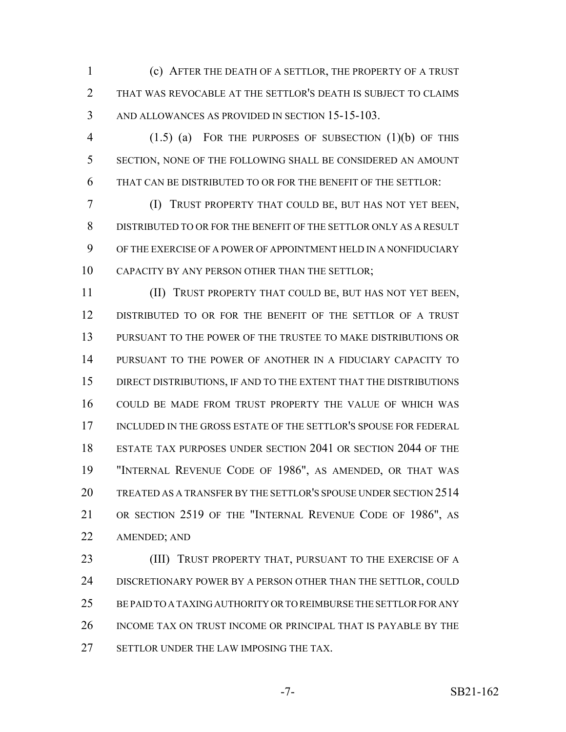(c) AFTER THE DEATH OF A SETTLOR, THE PROPERTY OF A TRUST THAT WAS REVOCABLE AT THE SETTLOR'S DEATH IS SUBJECT TO CLAIMS AND ALLOWANCES AS PROVIDED IN SECTION 15-15-103.

(1.5) (a) FOR THE PURPOSES OF SUBSECTION (1)(b) OF THIS SECTION, NONE OF THE FOLLOWING SHALL BE CONSIDERED AN AMOUNT THAT CAN BE DISTRIBUTED TO OR FOR THE BENEFIT OF THE SETTLOR:

(I) TRUST PROPERTY THAT COULD BE, BUT HAS NOT YET BEEN, DISTRIBUTED TO OR FOR THE BENEFIT OF THE SETTLOR ONLY AS A RESULT OF THE EXERCISE OF A POWER OF APPOINTMENT HELD IN A NONFIDUCIARY CAPACITY BY ANY PERSON OTHER THAN THE SETTLOR;

(II) TRUST PROPERTY THAT COULD BE, BUT HAS NOT YET BEEN, DISTRIBUTED TO OR FOR THE BENEFIT OF THE SETTLOR OF A TRUST PURSUANT TO THE POWER OF THE TRUSTEE TO MAKE DISTRIBUTIONS OR PURSUANT TO THE POWER OF ANOTHER IN A FIDUCIARY CAPACITY TO DIRECT DISTRIBUTIONS, IF AND TO THE EXTENT THAT THE DISTRIBUTIONS COULD BE MADE FROM TRUST PROPERTY THE VALUE OF WHICH WAS INCLUDED IN THE GROSS ESTATE OF THE SETTLOR'S SPOUSE FOR FEDERAL ESTATE TAX PURPOSES UNDER SECTION 2041 OR SECTION 2044 OF THE "INTERNAL REVENUE CODE OF 1986", AS AMENDED, OR THAT WAS TREATED AS A TRANSFER BY THE SETTLOR'S SPOUSE UNDER SECTION 2514 OR SECTION 2519 OF THE "INTERNAL REVENUE CODE OF 1986", AS AMENDED; AND

(III) TRUST PROPERTY THAT, PURSUANT TO THE EXERCISE OF A DISCRETIONARY POWER BY A PERSON OTHER THAN THE SETTLOR, COULD BE PAID TO A TAXING AUTHORITY OR TO REIMBURSE THE SETTLOR FOR ANY INCOME TAX ON TRUST INCOME OR PRINCIPAL THAT IS PAYABLE BY THE SETTLOR UNDER THE LAW IMPOSING THE TAX.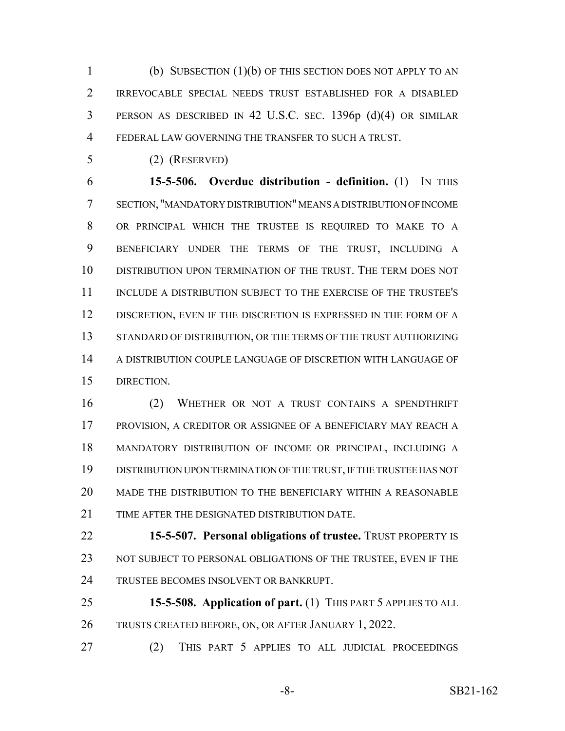(b) SUBSECTION (1)(b) OF THIS SECTION DOES NOT APPLY TO AN IRREVOCABLE SPECIAL NEEDS TRUST ESTABLISHED FOR A DISABLED PERSON AS DESCRIBED IN 42 U.S.C. SEC. 1396p (d)(4) OR SIMILAR FEDERAL LAW GOVERNING THE TRANSFER TO SUCH A TRUST.

(2) (RESERVED)

**15-5-506. Overdue distribution - definition.** (1) IN THIS SECTION, "MANDATORY DISTRIBUTION" MEANS A DISTRIBUTION OF INCOME OR PRINCIPAL WHICH THE TRUSTEE IS REQUIRED TO MAKE TO A BENEFICIARY UNDER THE TERMS OF THE TRUST, INCLUDING A DISTRIBUTION UPON TERMINATION OF THE TRUST. THE TERM DOES NOT INCLUDE A DISTRIBUTION SUBJECT TO THE EXERCISE OF THE TRUSTEE'S DISCRETION, EVEN IF THE DISCRETION IS EXPRESSED IN THE FORM OF A STANDARD OF DISTRIBUTION, OR THE TERMS OF THE TRUST AUTHORIZING A DISTRIBUTION COUPLE LANGUAGE OF DISCRETION WITH LANGUAGE OF DIRECTION.

(2) WHETHER OR NOT A TRUST CONTAINS A SPENDTHRIFT PROVISION, A CREDITOR OR ASSIGNEE OF A BENEFICIARY MAY REACH A MANDATORY DISTRIBUTION OF INCOME OR PRINCIPAL, INCLUDING A DISTRIBUTION UPON TERMINATION OF THE TRUST, IF THE TRUSTEE HAS NOT MADE THE DISTRIBUTION TO THE BENEFICIARY WITHIN A REASONABLE TIME AFTER THE DESIGNATED DISTRIBUTION DATE.

**15-5-507. Personal obligations of trustee.** TRUST PROPERTY IS NOT SUBJECT TO PERSONAL OBLIGATIONS OF THE TRUSTEE, EVEN IF THE TRUSTEE BECOMES INSOLVENT OR BANKRUPT.

**15-5-508. Application of part.** (1) THIS PART 5 APPLIES TO ALL TRUSTS CREATED BEFORE, ON, OR AFTER JANUARY 1, 2022.

(2) THIS PART 5 APPLIES TO ALL JUDICIAL PROCEEDINGS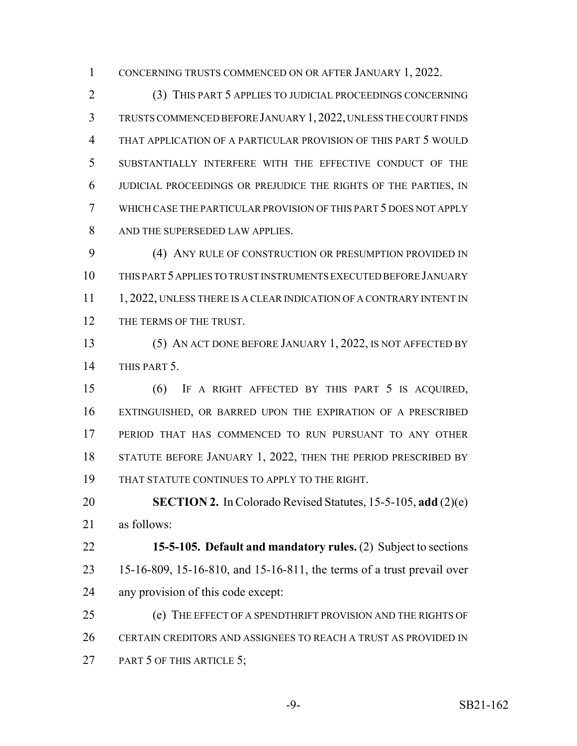CONCERNING TRUSTS COMMENCED ON OR AFTER JANUARY 1, 2022.

(3) THIS PART 5 APPLIES TO JUDICIAL PROCEEDINGS CONCERNING TRUSTS COMMENCED BEFORE JANUARY 1, 2022, UNLESS THE COURT FINDS THAT APPLICATION OF A PARTICULAR PROVISION OF THIS PART 5 WOULD SUBSTANTIALLY INTERFERE WITH THE EFFECTIVE CONDUCT OF THE JUDICIAL PROCEEDINGS OR PREJUDICE THE RIGHTS OF THE PARTIES, IN WHICH CASE THE PARTICULAR PROVISION OF THIS PART 5 DOES NOT APPLY AND THE SUPERSEDED LAW APPLIES.

(4) ANY RULE OF CONSTRUCTION OR PRESUMPTION PROVIDED IN THIS PART 5 APPLIES TO TRUST INSTRUMENTS EXECUTED BEFORE JANUARY 1, 2022, UNLESS THERE IS A CLEAR INDICATION OF A CONTRARY INTENT IN THE TERMS OF THE TRUST.

(5) AN ACT DONE BEFORE JANUARY 1, 2022, IS NOT AFFECTED BY THIS PART 5.

(6) IF A RIGHT AFFECTED BY THIS PART 5 IS ACQUIRED, EXTINGUISHED, OR BARRED UPON THE EXPIRATION OF A PRESCRIBED PERIOD THAT HAS COMMENCED TO RUN PURSUANT TO ANY OTHER STATUTE BEFORE JANUARY 1, 2022, THEN THE PERIOD PRESCRIBED BY THAT STATUTE CONTINUES TO APPLY TO THE RIGHT.

**SECTION 2.** In Colorado Revised Statutes, 15-5-105, **add** (2)(e) as follows:

**15-5-105. Default and mandatory rules.** (2) Subject to sections 15-16-809, 15-16-810, and 15-16-811, the terms of a trust prevail over any provision of this code except:

(e) THE EFFECT OF A SPENDTHRIFT PROVISION AND THE RIGHTS OF CERTAIN CREDITORS AND ASSIGNEES TO REACH A TRUST AS PROVIDED IN PART 5 OF THIS ARTICLE 5;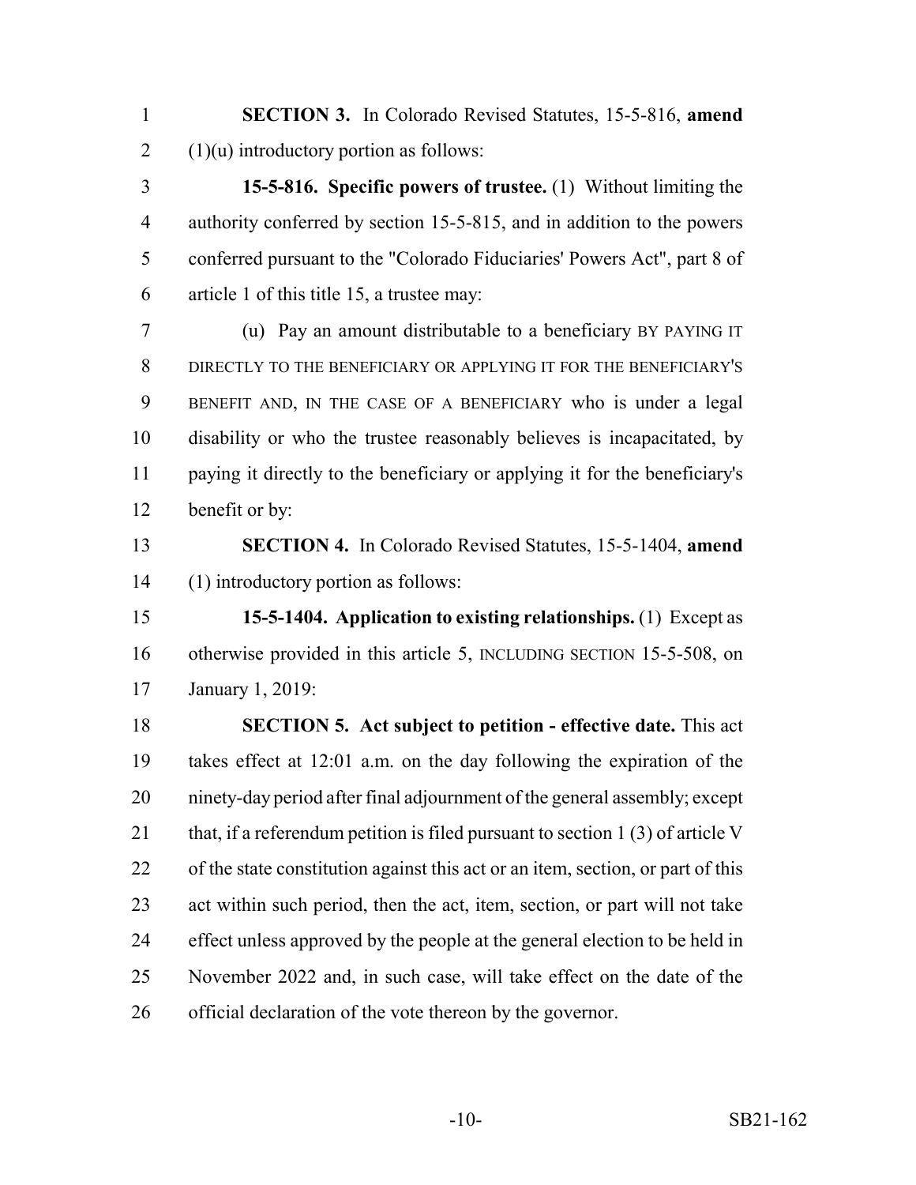**SECTION 3.** In Colorado Revised Statutes, 15-5-816, **amend** (1)(u) introductory portion as follows:

**15-5-816. Specific powers of trustee.** (1) Without limiting the authority conferred by section 15-5-815, and in addition to the powers conferred pursuant to the "Colorado Fiduciaries' Powers Act", part 8 of article 1 of this title 15, a trustee may:

(u) Pay an amount distributable to a beneficiary BY PAYING IT DIRECTLY TO THE BENEFICIARY OR APPLYING IT FOR THE BENEFICIARY'S BENEFIT AND, IN THE CASE OF A BENEFICIARY who is under a legal disability or who the trustee reasonably believes is incapacitated, by paying it directly to the beneficiary or applying it for the beneficiary's benefit or by:

**SECTION 4.** In Colorado Revised Statutes, 15-5-1404, **amend** (1) introductory portion as follows:

**15-5-1404. Application to existing relationships.** (1) Except as otherwise provided in this article 5, INCLUDING SECTION 15-5-508, on January 1, 2019:

**SECTION 5. Act subject to petition - effective date.** This act takes effect at 12:01 a.m. on the day following the expiration of the ninety-day period after final adjournment of the general assembly; except that, if a referendum petition is filed pursuant to section 1 (3) of article V of the state constitution against this act or an item, section, or part of this act within such period, then the act, item, section, or part will not take effect unless approved by the people at the general election to be held in November 2022 and, in such case, will take effect on the date of the official declaration of the vote thereon by the governor.